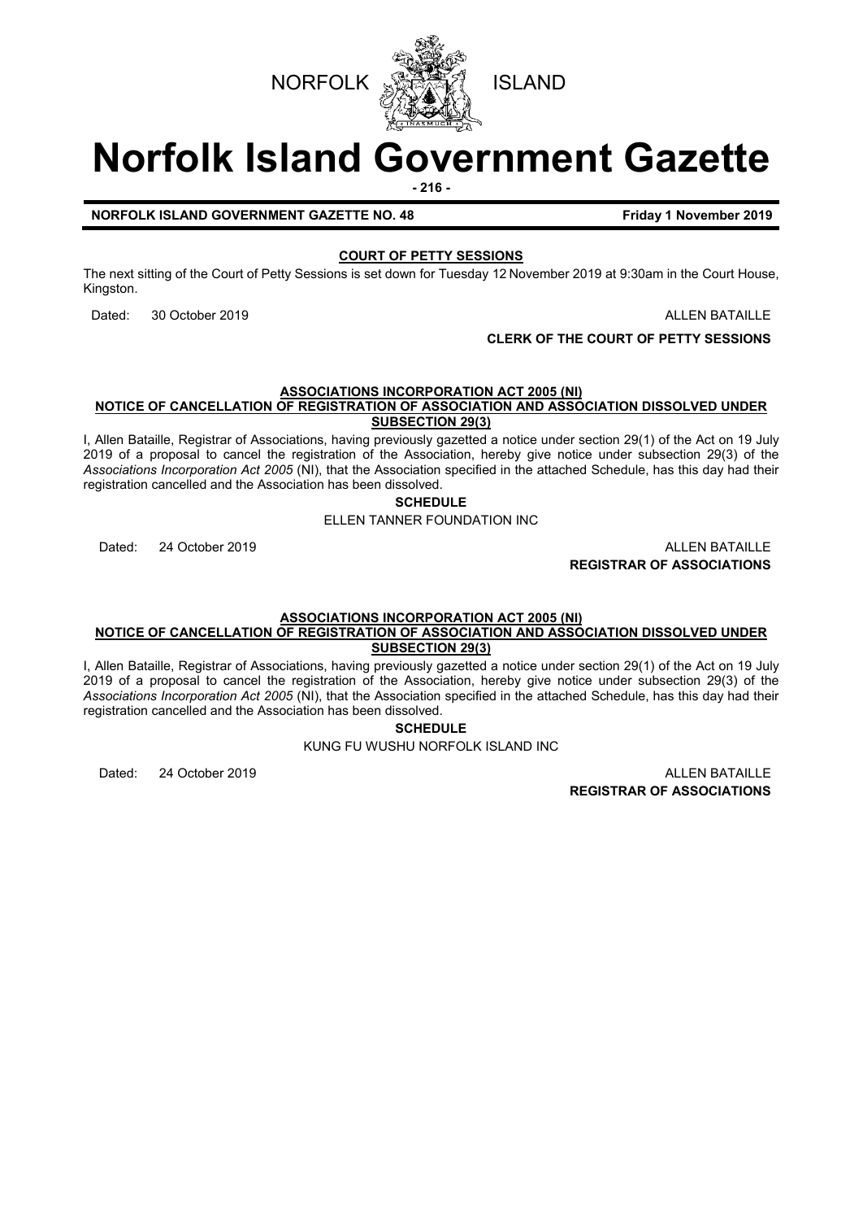NORFOLK ISLAND

# Norfolk Island Government Gazette

**NORFOLK ISLAND GOVERNMENT GAZETTE NO. 48** **Friday 1 November 2019**

## COURT OF PETTY SESSIONS

The next sitting of the Court of Petty Sessions is set down for Tuesday 12 November 2019 at 9:30am in the Court House, Kingston.

Dated: 30 October 2019

ALLEN BATAILLE

**CLERK OF THE COURT OF PETTY SESSIONS**

## ASSOCIATIONS INCORPORATION ACT 2005 (NI)

### NOTICE OF CANCELLATION OF REGISTRATION OF ASSOCIATION AND ASSOCIATION DISSOLVED UNDER SUBSECTION 29(3)

I, Allen Bataille, Registrar of Associations, having previously gazetted a notice under section 29(1) of the Act on 19 July 2019 of a proposal to cancel the registration of the Association, hereby give notice under subsection 29(3) of the *Associations Incorporation Act 2005* (NI), that the Association specified in the attached Schedule, has this day had their registration cancelled and the Association has been dissolved.

**SCHEDULE**

ELLEN TANNER FOUNDATION INC

Dated: 24 October 2019

ALLEN BATAILLE

**REGISTRAR OF ASSOCIATIONS**

## ASSOCIATIONS INCORPORATION ACT 2005 (NI)

### NOTICE OF CANCELLATION OF REGISTRATION OF ASSOCIATION AND ASSOCIATION DISSOLVED UNDER SUBSECTION 29(3)

I, Allen Bataille, Registrar of Associations, having previously gazetted a notice under section 29(1) of the Act on 19 July 2019 of a proposal to cancel the registration of the Association, hereby give notice under subsection 29(3) of the *Associations Incorporation Act 2005* (NI), that the Association specified in the attached Schedule, has this day had their registration cancelled and the Association has been dissolved.

**SCHEDULE**

KUNG FU WUSHU NORFOLK ISLAND INC

Dated: 24 October 2019

ALLEN BATAILLE

**REGISTRAR OF ASSOCIATIONS**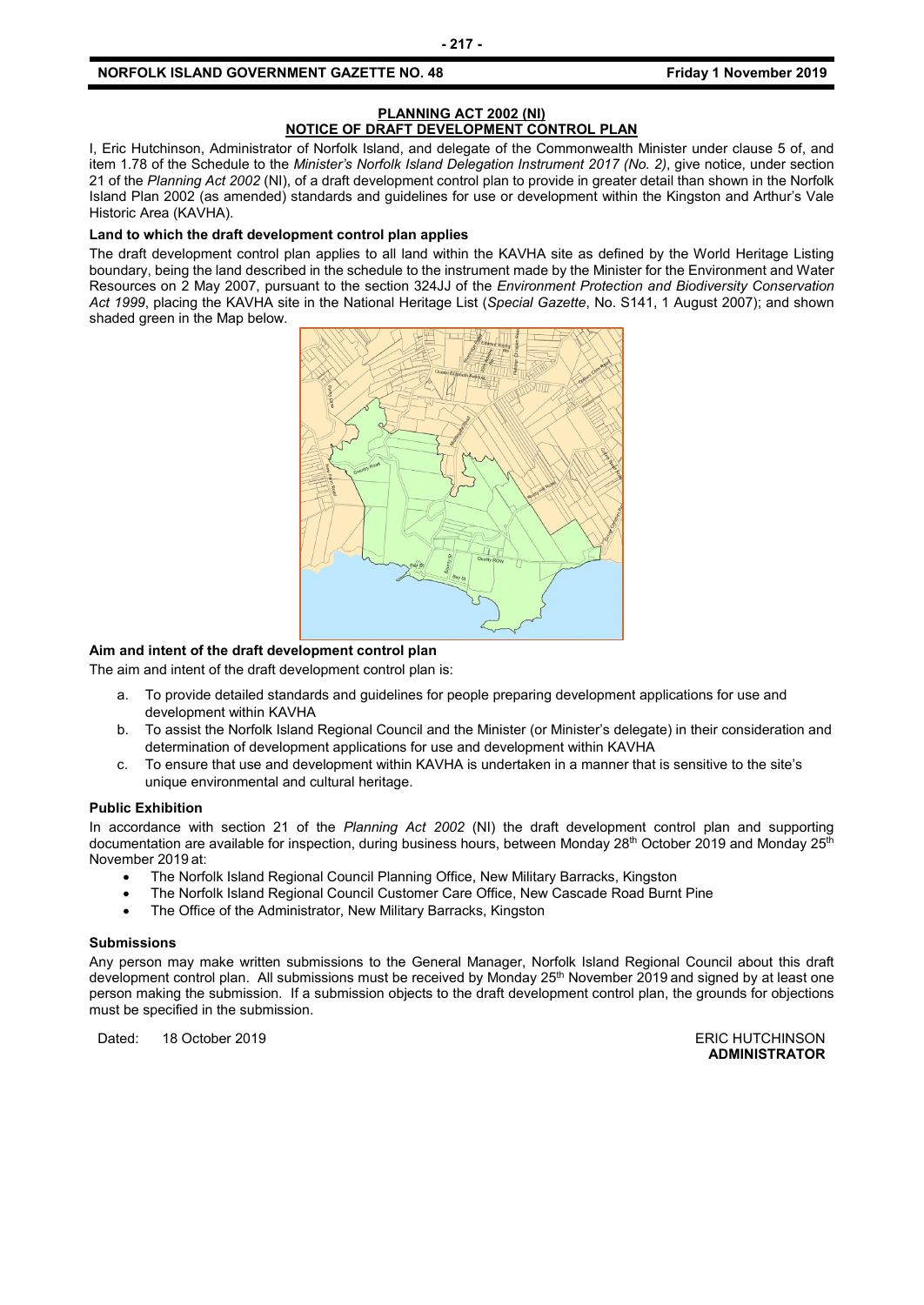## PLANNING ACT 2002 (NI)
## NOTICE OF DRAFT DEVELOPMENT CONTROL PLAN

I, Eric Hutchinson, Administrator of Norfolk Island, and delegate of the Commonwealth Minister under clause 5 of, and item 1.78 of the Schedule to the *Minister's Norfolk Island Delegation Instrument 2017 (No. 2)*, give notice, under section 21 of the *Planning Act 2002* (NI), of a draft development control plan to provide in greater detail than shown in the Norfolk Island Plan 2002 (as amended) standards and guidelines for use or development within the Kingston and Arthur's Vale Historic Area (KAVHA).

**Land to which the draft development control plan applies**

The draft development control plan applies to all land within the KAVHA site as defined by the World Heritage Listing boundary, being the land described in the schedule to the instrument made by the Minister for the Environment and Water Resources on 2 May 2007, pursuant to the section 324JJ of the *Environment Protection and Biodiversity Conservation Act 1999*, placing the KAVHA site in the National Heritage List (*Special Gazette*, No. S141, 1 August 2007); and shown shaded green in the Map below.

**Aim and intent of the draft development control plan**

The aim and intent of the draft development control plan is:

a. To provide detailed standards and guidelines for people preparing development applications for use and development within KAVHA
b. To assist the Norfolk Island Regional Council and the Minister (or Minister's delegate) in their consideration and determination of development applications for use and development within KAVHA
c. To ensure that use and development within KAVHA is undertaken in a manner that is sensitive to the site's unique environmental and cultural heritage.

**Public Exhibition**

In accordance with section 21 of the *Planning Act 2002* (NI) the draft development control plan and supporting documentation are available for inspection, during business hours, between Monday 28th October 2019 and Monday 25th November 2019 at:

- The Norfolk Island Regional Council Planning Office, New Military Barracks, Kingston
- The Norfolk Island Regional Council Customer Care Office, New Cascade Road Burnt Pine
- The Office of the Administrator, New Military Barracks, Kingston

**Submissions**

Any person may make written submissions to the General Manager, Norfolk Island Regional Council about this draft development control plan. All submissions must be received by Monday 25th November 2019 and signed by at least one person making the submission. If a submission objects to the draft development control plan, the grounds for objections must be specified in the submission.

Dated: 18 October 2019

ERIC HUTCHINSON
**ADMINISTRATOR**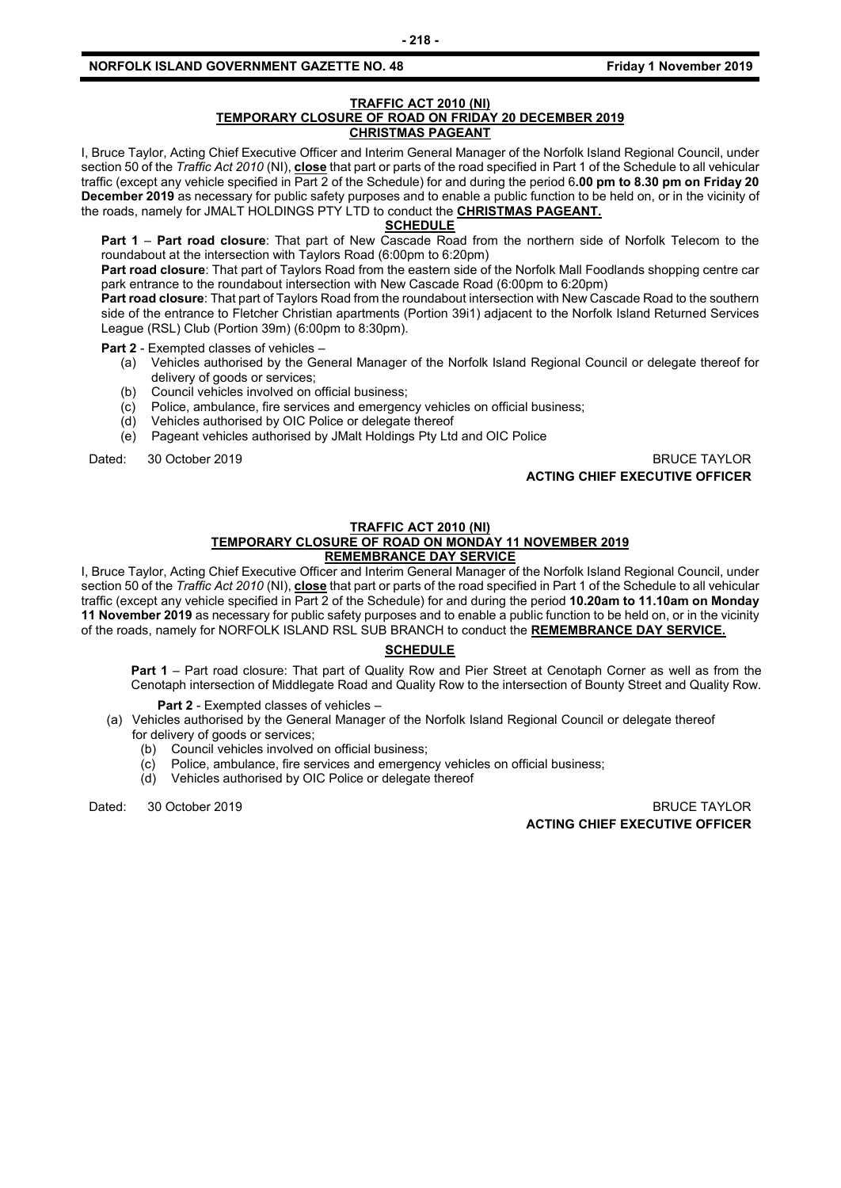### TRAFFIC ACT 2010 (NI)
### TEMPORARY CLOSURE OF ROAD ON FRIDAY 20 DECEMBER 2019
### CHRISTMAS PAGEANT

I, Bruce Taylor, Acting Chief Executive Officer and Interim General Manager of the Norfolk Island Regional Council, under section 50 of the *Traffic Act 2010* (NI), **close** that part or parts of the road specified in Part 1 of the Schedule to all vehicular traffic (except any vehicle specified in Part 2 of the Schedule) for and during the period 6**.00 pm to 8.30 pm on Friday 20 December 2019** as necessary for public safety purposes and to enable a public function to be held on, or in the vicinity of the roads, namely for JMALT HOLDINGS PTY LTD to conduct the **CHRISTMAS PAGEANT.**

**SCHEDULE**

**Part 1** – **Part road closure**: That part of New Cascade Road from the northern side of Norfolk Telecom to the roundabout at the intersection with Taylors Road (6:00pm to 6:20pm)

**Part road closure**: That part of Taylors Road from the eastern side of the Norfolk Mall Foodlands shopping centre car park entrance to the roundabout intersection with New Cascade Road (6:00pm to 6:20pm)

**Part road closure**: That part of Taylors Road from the roundabout intersection with New Cascade Road to the southern side of the entrance to Fletcher Christian apartments (Portion 39i1) adjacent to the Norfolk Island Returned Services League (RSL) Club (Portion 39m) (6:00pm to 8:30pm).

**Part 2** - Exempted classes of vehicles –

(a) Vehicles authorised by the General Manager of the Norfolk Island Regional Council or delegate thereof for delivery of goods or services;
(b) Council vehicles involved on official business;
(c) Police, ambulance, fire services and emergency vehicles on official business;
(d) Vehicles authorised by OIC Police or delegate thereof
(e) Pageant vehicles authorised by JMalt Holdings Pty Ltd and OIC Police

Dated: 30 October 2019

BRUCE TAYLOR
**ACTING CHIEF EXECUTIVE OFFICER**

### TRAFFIC ACT 2010 (NI)
### TEMPORARY CLOSURE OF ROAD ON MONDAY 11 NOVEMBER 2019
### REMEMBRANCE DAY SERVICE

I, Bruce Taylor, Acting Chief Executive Officer and Interim General Manager of the Norfolk Island Regional Council, under section 50 of the *Traffic Act 2010* (NI), **close** that part or parts of the road specified in Part 1 of the Schedule to all vehicular traffic (except any vehicle specified in Part 2 of the Schedule) for and during the period **10.20am to 11.10am on Monday 11 November 2019** as necessary for public safety purposes and to enable a public function to be held on, or in the vicinity of the roads, namely for NORFOLK ISLAND RSL SUB BRANCH to conduct the **REMEMBRANCE DAY SERVICE.**

**SCHEDULE**

**Part 1** – Part road closure: That part of Quality Row and Pier Street at Cenotaph Corner as well as from the Cenotaph intersection of Middlegate Road and Quality Row to the intersection of Bounty Street and Quality Row.

**Part 2** - Exempted classes of vehicles –

(a) Vehicles authorised by the General Manager of the Norfolk Island Regional Council or delegate thereof for delivery of goods or services;
(b) Council vehicles involved on official business;
(c) Police, ambulance, fire services and emergency vehicles on official business;
(d) Vehicles authorised by OIC Police or delegate thereof

Dated: 30 October 2019

BRUCE TAYLOR
**ACTING CHIEF EXECUTIVE OFFICER**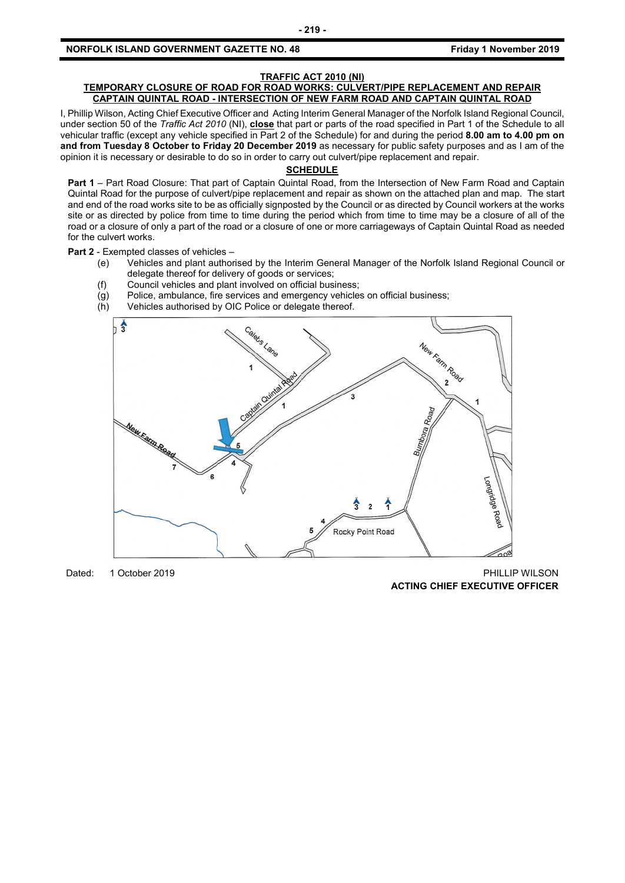### TRAFFIC ACT 2010 (NI)

### TEMPORARY CLOSURE OF ROAD FOR ROAD WORKS: CULVERT/PIPE REPLACEMENT AND REPAIR CAPTAIN QUINTAL ROAD - INTERSECTION OF NEW FARM ROAD AND CAPTAIN QUINTAL ROAD

I, Phillip Wilson, Acting Chief Executive Officer and Acting Interim General Manager of the Norfolk Island Regional Council, under section 50 of the *Traffic Act 2010* (NI), **close** that part or parts of the road specified in Part 1 of the Schedule to all vehicular traffic (except any vehicle specified in Part 2 of the Schedule) for and during the period **8.00 am to 4.00 pm on and from Tuesday 8 October to Friday 20 December 2019** as necessary for public safety purposes and as I am of the opinion it is necessary or desirable to do so in order to carry out culvert/pipe replacement and repair.

**SCHEDULE**

**Part 1** – Part Road Closure: That part of Captain Quintal Road, from the Intersection of New Farm Road and Captain Quintal Road for the purpose of culvert/pipe replacement and repair as shown on the attached plan and map. The start and end of the road works site to be as officially signposted by the Council or as directed by Council workers at the works site or as directed by police from time to time during the period which from time to time may be a closure of all of the road or a closure of only a part of the road or a closure of one or more carriageways of Captain Quintal Road as needed for the culvert works.

**Part 2** - Exempted classes of vehicles –

(e) Vehicles and plant authorised by the Interim General Manager of the Norfolk Island Regional Council or delegate thereof for delivery of goods or services;

(f) Council vehicles and plant involved on official business;

(g) Police, ambulance, fire services and emergency vehicles on official business;

(h) Vehicles authorised by OIC Police or delegate thereof.

Dated: 1 October 2019

PHILLIP WILSON
**ACTING CHIEF EXECUTIVE OFFICER**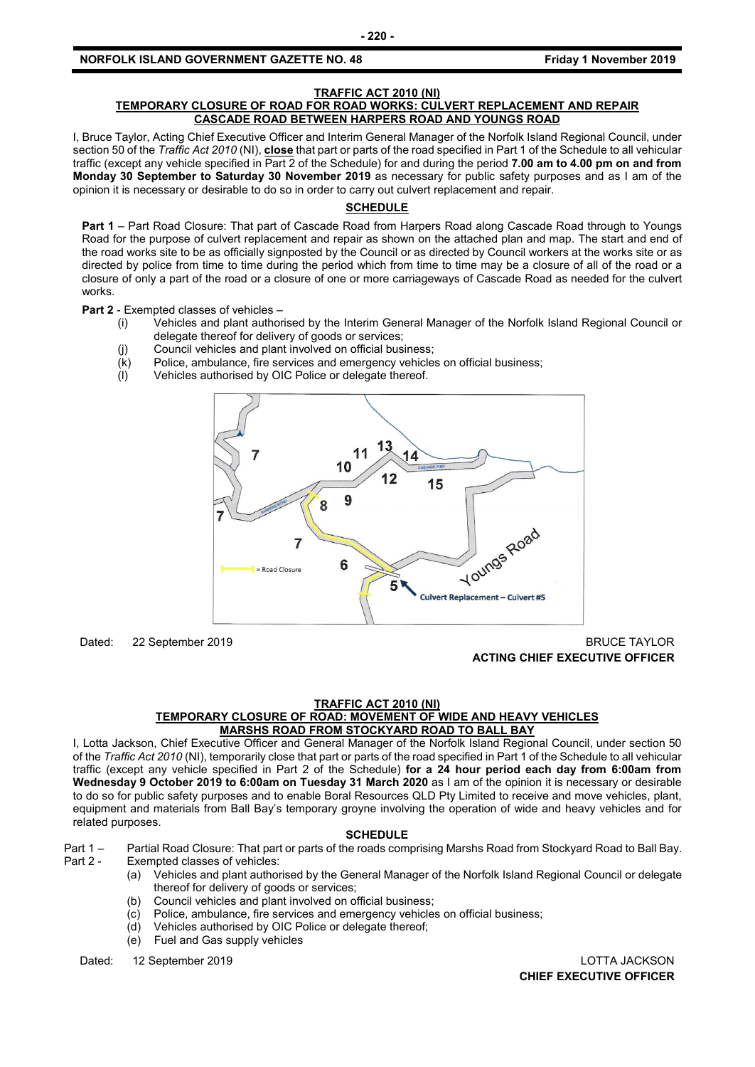**TRAFFIC ACT 2010 (NI)**

**TEMPORARY CLOSURE OF ROAD FOR ROAD WORKS: CULVERT REPLACEMENT AND REPAIR**
**CASCADE ROAD BETWEEN HARPERS ROAD AND YOUNGS ROAD**

I, Bruce Taylor, Acting Chief Executive Officer and Interim General Manager of the Norfolk Island Regional Council, under section 50 of the *Traffic Act 2010* (NI), **close** that part or parts of the road specified in Part 1 of the Schedule to all vehicular traffic (except any vehicle specified in Part 2 of the Schedule) for and during the period **7.00 am to 4.00 pm on and from Monday 30 September to Saturday 30 November 2019** as necessary for public safety purposes and as I am of the opinion it is necessary or desirable to do so in order to carry out culvert replacement and repair.

**SCHEDULE**

**Part 1** – Part Road Closure: That part of Cascade Road from Harpers Road along Cascade Road through to Youngs Road for the purpose of culvert replacement and repair as shown on the attached plan and map. The start and end of the road works site to be as officially signposted by the Council or as directed by Council workers at the works site or as directed by police from time to time during the period which from time to time may be a closure of all of the road or a closure of only a part of the road or a closure of one or more carriageways of Cascade Road as needed for the culvert works.

**Part 2** - Exempted classes of vehicles –

- (i) Vehicles and plant authorised by the Interim General Manager of the Norfolk Island Regional Council or delegate thereof for delivery of goods or services;
- (j) Council vehicles and plant involved on official business;
- (k) Police, ambulance, fire services and emergency vehicles on official business;
- (l) Vehicles authorised by OIC Police or delegate thereof.

Dated: 22 September 2019

BRUCE TAYLOR
**ACTING CHIEF EXECUTIVE OFFICER**

**TRAFFIC ACT 2010 (NI)**

**TEMPORARY CLOSURE OF ROAD: MOVEMENT OF WIDE AND HEAVY VEHICLES**
**MARSHS ROAD FROM STOCKYARD ROAD TO BALL BAY**

I, Lotta Jackson, Chief Executive Officer and General Manager of the Norfolk Island Regional Council, under section 50 of the *Traffic Act 2010* (NI), temporarily close that part or parts of the road specified in Part 1 of the Schedule to all vehicular traffic (except any vehicle specified in Part 2 of the Schedule) **for a 24 hour period each day from 6:00am from Wednesday 9 October 2019 to 6:00am on Tuesday 31 March 2020** as I am of the opinion it is necessary or desirable to do so for public safety purposes and to enable Boral Resources QLD Pty Limited to receive and move vehicles, plant, equipment and materials from Ball Bay's temporary groyne involving the operation of wide and heavy vehicles and for related purposes.

**SCHEDULE**

Part 1 – Partial Road Closure: That part or parts of the roads comprising Marshs Road from Stockyard Road to Ball Bay.

Part 2 - Exempted classes of vehicles:

- (a) Vehicles and plant authorised by the General Manager of the Norfolk Island Regional Council or delegate thereof for delivery of goods or services;
- (b) Council vehicles and plant involved on official business;
- (c) Police, ambulance, fire services and emergency vehicles on official business;
- (d) Vehicles authorised by OIC Police or delegate thereof;
- (e) Fuel and Gas supply vehicles

Dated: 12 September 2019

LOTTA JACKSON
**CHIEF EXECUTIVE OFFICER**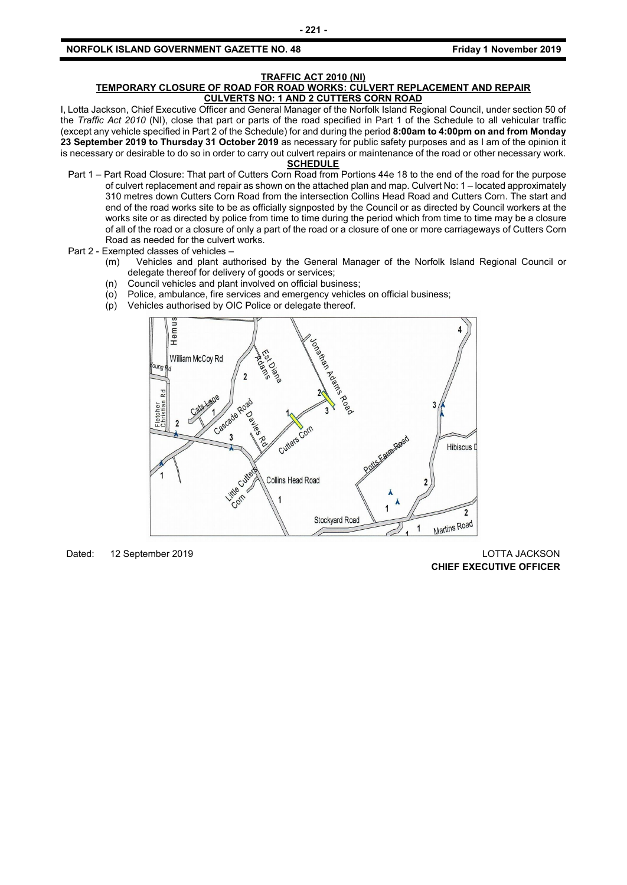## TRAFFIC ACT 2010 (NI)

### TEMPORARY CLOSURE OF ROAD FOR ROAD WORKS: CULVERT REPLACEMENT AND REPAIR CULVERTS NO: 1 AND 2 CUTTERS CORN ROAD

I, Lotta Jackson, Chief Executive Officer and General Manager of the Norfolk Island Regional Council, under section 50 of the *Traffic Act 2010* (NI), close that part or parts of the road specified in Part 1 of the Schedule to all vehicular traffic (except any vehicle specified in Part 2 of the Schedule) for and during the period **8:00am to 4:00pm on and from Monday 23 September 2019 to Thursday 31 October 2019** as necessary for public safety purposes and as I am of the opinion it is necessary or desirable to do so in order to carry out culvert repairs or maintenance of the road or other necessary work.

**SCHEDULE**

Part 1 – Part Road Closure: That part of Cutters Corn Road from Portions 44e 18 to the end of the road for the purpose of culvert replacement and repair as shown on the attached plan and map. Culvert No: 1 – located approximately 310 metres down Cutters Corn Road from the intersection Collins Head Road and Cutters Corn. The start and end of the road works site to be as officially signposted by the Council or as directed by Council workers at the works site or as directed by police from time to time during the period which from time to time may be a closure of all of the road or a closure of only a part of the road or a closure of one or more carriageways of Cutters Corn Road as needed for the culvert works.

Part 2 - Exempted classes of vehicles –

- (m) Vehicles and plant authorised by the General Manager of the Norfolk Island Regional Council or delegate thereof for delivery of goods or services;
- (n) Council vehicles and plant involved on official business;
- (o) Police, ambulance, fire services and emergency vehicles on official business;
- (p) Vehicles authorised by OIC Police or delegate thereof.

Dated: 12 September 2019

LOTTA JACKSON
**CHIEF EXECUTIVE OFFICER**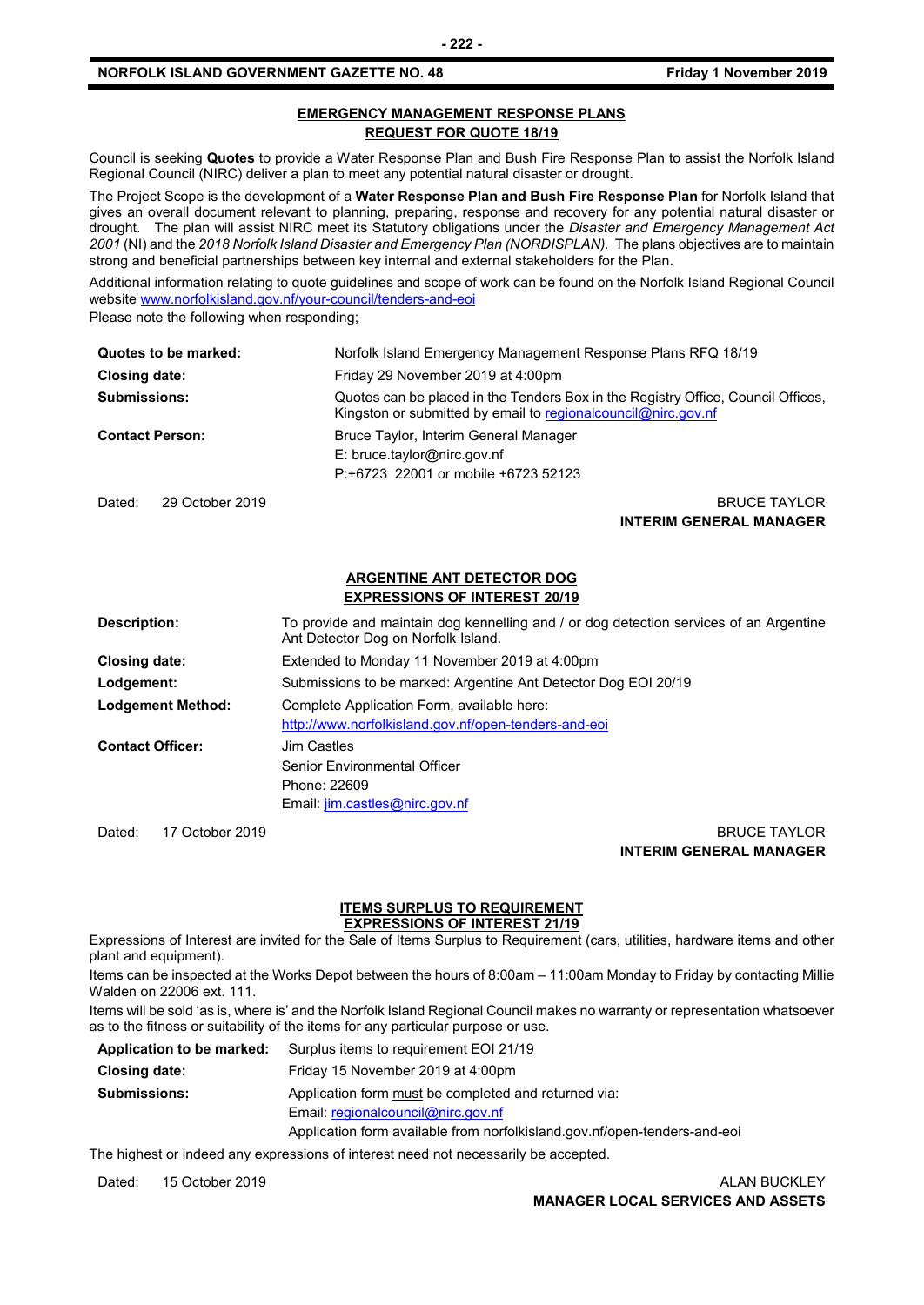## EMERGENCY MANAGEMENT RESPONSE PLANS
## REQUEST FOR QUOTE 18/19

Council is seeking **Quotes** to provide a Water Response Plan and Bush Fire Response Plan to assist the Norfolk Island Regional Council (NIRC) deliver a plan to meet any potential natural disaster or drought.

The Project Scope is the development of a **Water Response Plan and Bush Fire Response Plan** for Norfolk Island that gives an overall document relevant to planning, preparing, response and recovery for any potential natural disaster or drought. The plan will assist NIRC meet its Statutory obligations under the *Disaster and Emergency Management Act 2001* (NI) and the *2018 Norfolk Island Disaster and Emergency Plan (NORDISPLAN).* The plans objectives are to maintain strong and beneficial partnerships between key internal and external stakeholders for the Plan.

Additional information relating to quote guidelines and scope of work can be found on the Norfolk Island Regional Council website www.norfolkisland.gov.nf/your-council/tenders-and-eoi

Please note the following when responding;

| | |
|---|---|
| **Quotes to be marked:** | Norfolk Island Emergency Management Response Plans RFQ 18/19 |
| **Closing date:** | Friday 29 November 2019 at 4:00pm |
| **Submissions:** | Quotes can be placed in the Tenders Box in the Registry Office, Council Offices, Kingston or submitted by email to regionalcouncil@nirc.gov.nf |
| **Contact Person:** | Bruce Taylor, Interim General Manager<br>E: bruce.taylor@nirc.gov.nf<br>P:+6723 22001 or mobile +6723 52123 |

Dated: 29 October 2019

BRUCE TAYLOR
**INTERIM GENERAL MANAGER**

## ARGENTINE ANT DETECTOR DOG
## EXPRESSIONS OF INTEREST 20/19

| | |
|---|---|
| **Description:** | To provide and maintain dog kennelling and / or dog detection services of an Argentine Ant Detector Dog on Norfolk Island. |
| **Closing date:** | Extended to Monday 11 November 2019 at 4:00pm |
| **Lodgement:** | Submissions to be marked: Argentine Ant Detector Dog EOI 20/19 |
| **Lodgement Method:** | Complete Application Form, available here:<br>http://www.norfolkisland.gov.nf/open-tenders-and-eoi |
| **Contact Officer:** | Jim Castles<br>Senior Environmental Officer<br>Phone: 22609<br>Email: jim.castles@nirc.gov.nf |

Dated: 17 October 2019

BRUCE TAYLOR
**INTERIM GENERAL MANAGER**

## ITEMS SURPLUS TO REQUIREMENT
## EXPRESSIONS OF INTEREST 21/19

Expressions of Interest are invited for the Sale of Items Surplus to Requirement (cars, utilities, hardware items and other plant and equipment).

Items can be inspected at the Works Depot between the hours of 8:00am – 11:00am Monday to Friday by contacting Millie Walden on 22006 ext. 111.

Items will be sold 'as is, where is' and the Norfolk Island Regional Council makes no warranty or representation whatsoever as to the fitness or suitability of the items for any particular purpose or use.

| | |
|---|---|
| **Application to be marked:** | Surplus items to requirement EOI 21/19 |
| **Closing date:** | Friday 15 November 2019 at 4:00pm |
| **Submissions:** | Application form must be completed and returned via:<br>Email: regionalcouncil@nirc.gov.nf<br>Application form available from norfolkisland.gov.nf/open-tenders-and-eoi |

The highest or indeed any expressions of interest need not necessarily be accepted.

Dated: 15 October 2019

ALAN BUCKLEY
**MANAGER LOCAL SERVICES AND ASSETS**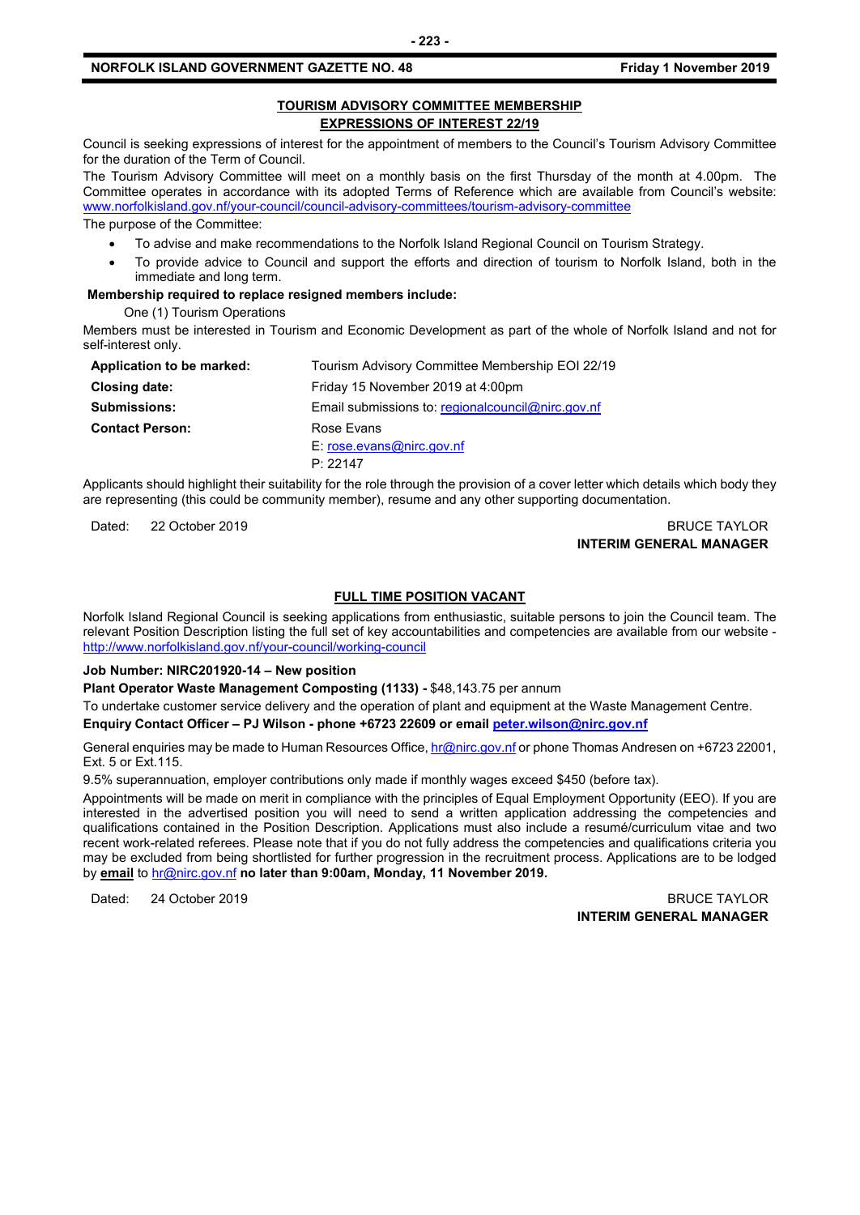## TOURISM ADVISORY COMMITTEE MEMBERSHIP
## EXPRESSIONS OF INTEREST 22/19

Council is seeking expressions of interest for the appointment of members to the Council's Tourism Advisory Committee for the duration of the Term of Council.

The Tourism Advisory Committee will meet on a monthly basis on the first Thursday of the month at 4.00pm. The Committee operates in accordance with its adopted Terms of Reference which are available from Council's website: www.norfolkisland.gov.nf/your-council/council-advisory-committees/tourism-advisory-committee

The purpose of the Committee:

- To advise and make recommendations to the Norfolk Island Regional Council on Tourism Strategy.
- To provide advice to Council and support the efforts and direction of tourism to Norfolk Island, both in the immediate and long term.

**Membership required to replace resigned members include:**

One (1) Tourism Operations

Members must be interested in Tourism and Economic Development as part of the whole of Norfolk Island and not for self-interest only.

| | |
|---|---|
| **Application to be marked:** | Tourism Advisory Committee Membership EOI 22/19 |
| **Closing date:** | Friday 15 November 2019 at 4:00pm |
| **Submissions:** | Email submissions to: regionalcouncil@nirc.gov.nf |
| **Contact Person:** | Rose Evans<br>E: rose.evans@nirc.gov.nf<br>P: 22147 |

Applicants should highlight their suitability for the role through the provision of a cover letter which details which body they are representing (this could be community member), resume and any other supporting documentation.

Dated: 22 October 2019

BRUCE TAYLOR
**INTERIM GENERAL MANAGER**

## FULL TIME POSITION VACANT

Norfolk Island Regional Council is seeking applications from enthusiastic, suitable persons to join the Council team. The relevant Position Description listing the full set of key accountabilities and competencies are available from our website - http://www.norfolkisland.gov.nf/your-council/working-council

**Job Number: NIRC201920-14 – New position**

**Plant Operator Waste Management Composting (1133) -** $48,143.75 per annum

To undertake customer service delivery and the operation of plant and equipment at the Waste Management Centre.

**Enquiry Contact Officer – PJ Wilson - phone +6723 22609 or email peter.wilson@nirc.gov.nf**

General enquiries may be made to Human Resources Office, hr@nirc.gov.nf or phone Thomas Andresen on +6723 22001, Ext. 5 or Ext.115.

9.5% superannuation, employer contributions only made if monthly wages exceed $450 (before tax).

Appointments will be made on merit in compliance with the principles of Equal Employment Opportunity (EEO). If you are interested in the advertised position you will need to send a written application addressing the competencies and qualifications contained in the Position Description. Applications must also include a resumé/curriculum vitae and two recent work-related referees. Please note that if you do not fully address the competencies and qualifications criteria you may be excluded from being shortlisted for further progression in the recruitment process. Applications are to be lodged by **email** to hr@nirc.gov.nf **no later than 9:00am, Monday, 11 November 2019.**

Dated: 24 October 2019

BRUCE TAYLOR
**INTERIM GENERAL MANAGER**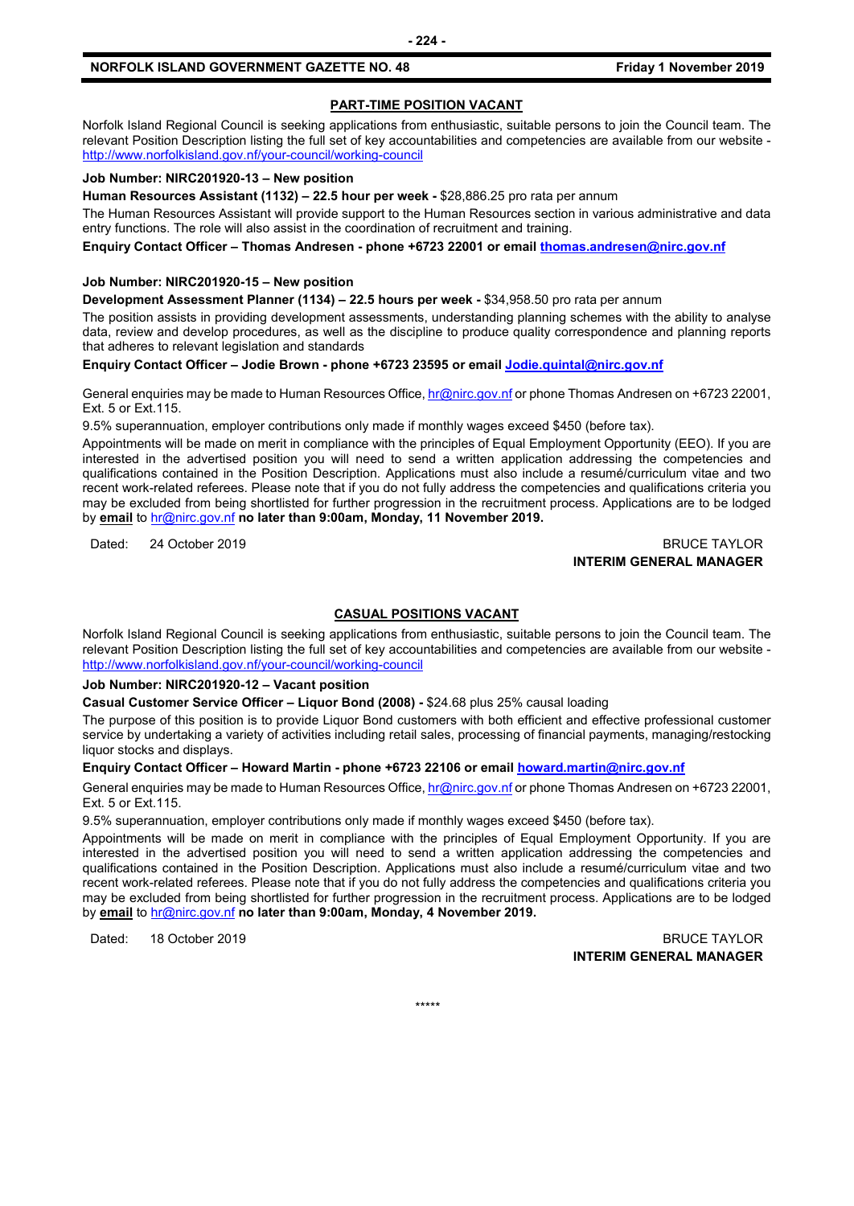## PART-TIME POSITION VACANT

Norfolk Island Regional Council is seeking applications from enthusiastic, suitable persons to join the Council team. The relevant Position Description listing the full set of key accountabilities and competencies are available from our website - http://www.norfolkisland.gov.nf/your-council/working-council

**Job Number: NIRC201920-13 – New position**

**Human Resources Assistant (1132) – 22.5 hour per week -** $28,886.25 pro rata per annum

The Human Resources Assistant will provide support to the Human Resources section in various administrative and data entry functions. The role will also assist in the coordination of recruitment and training.

**Enquiry Contact Officer – Thomas Andresen - phone +6723 22001 or email thomas.andresen@nirc.gov.nf**

**Job Number: NIRC201920-15 – New position**

**Development Assessment Planner (1134) – 22.5 hours per week -** $34,958.50 pro rata per annum

The position assists in providing development assessments, understanding planning schemes with the ability to analyse data, review and develop procedures, as well as the discipline to produce quality correspondence and planning reports that adheres to relevant legislation and standards

**Enquiry Contact Officer – Jodie Brown - phone +6723 23595 or email Jodie.quintal@nirc.gov.nf**

General enquiries may be made to Human Resources Office, hr@nirc.gov.nf or phone Thomas Andresen on +6723 22001, Ext. 5 or Ext.115.

9.5% superannuation, employer contributions only made if monthly wages exceed $450 (before tax).

Appointments will be made on merit in compliance with the principles of Equal Employment Opportunity (EEO). If you are interested in the advertised position you will need to send a written application addressing the competencies and qualifications contained in the Position Description. Applications must also include a resumé/curriculum vitae and two recent work-related referees. Please note that if you do not fully address the competencies and qualifications criteria you may be excluded from being shortlisted for further progression in the recruitment process. Applications are to be lodged by **email** to hr@nirc.gov.nf **no later than 9:00am, Monday, 11 November 2019.**

Dated: 24 October 2019

BRUCE TAYLOR
**INTERIM GENERAL MANAGER**

## CASUAL POSITIONS VACANT

Norfolk Island Regional Council is seeking applications from enthusiastic, suitable persons to join the Council team. The relevant Position Description listing the full set of key accountabilities and competencies are available from our website - http://www.norfolkisland.gov.nf/your-council/working-council

**Job Number: NIRC201920-12 – Vacant position**

**Casual Customer Service Officer – Liquor Bond (2008) -** $24.68 plus 25% causal loading

The purpose of this position is to provide Liquor Bond customers with both efficient and effective professional customer service by undertaking a variety of activities including retail sales, processing of financial payments, managing/restocking liquor stocks and displays.

**Enquiry Contact Officer – Howard Martin - phone +6723 22106 or email howard.martin@nirc.gov.nf**

General enquiries may be made to Human Resources Office, hr@nirc.gov.nf or phone Thomas Andresen on +6723 22001, Ext. 5 or Ext.115.

9.5% superannuation, employer contributions only made if monthly wages exceed $450 (before tax).

Appointments will be made on merit in compliance with the principles of Equal Employment Opportunity. If you are interested in the advertised position you will need to send a written application addressing the competencies and qualifications contained in the Position Description. Applications must also include a resumé/curriculum vitae and two recent work-related referees. Please note that if you do not fully address the competencies and qualifications criteria you may be excluded from being shortlisted for further progression in the recruitment process. Applications are to be lodged by **email** to hr@nirc.gov.nf **no later than 9:00am, Monday, 4 November 2019.**

Dated: 18 October 2019

BRUCE TAYLOR
**INTERIM GENERAL MANAGER**

*****